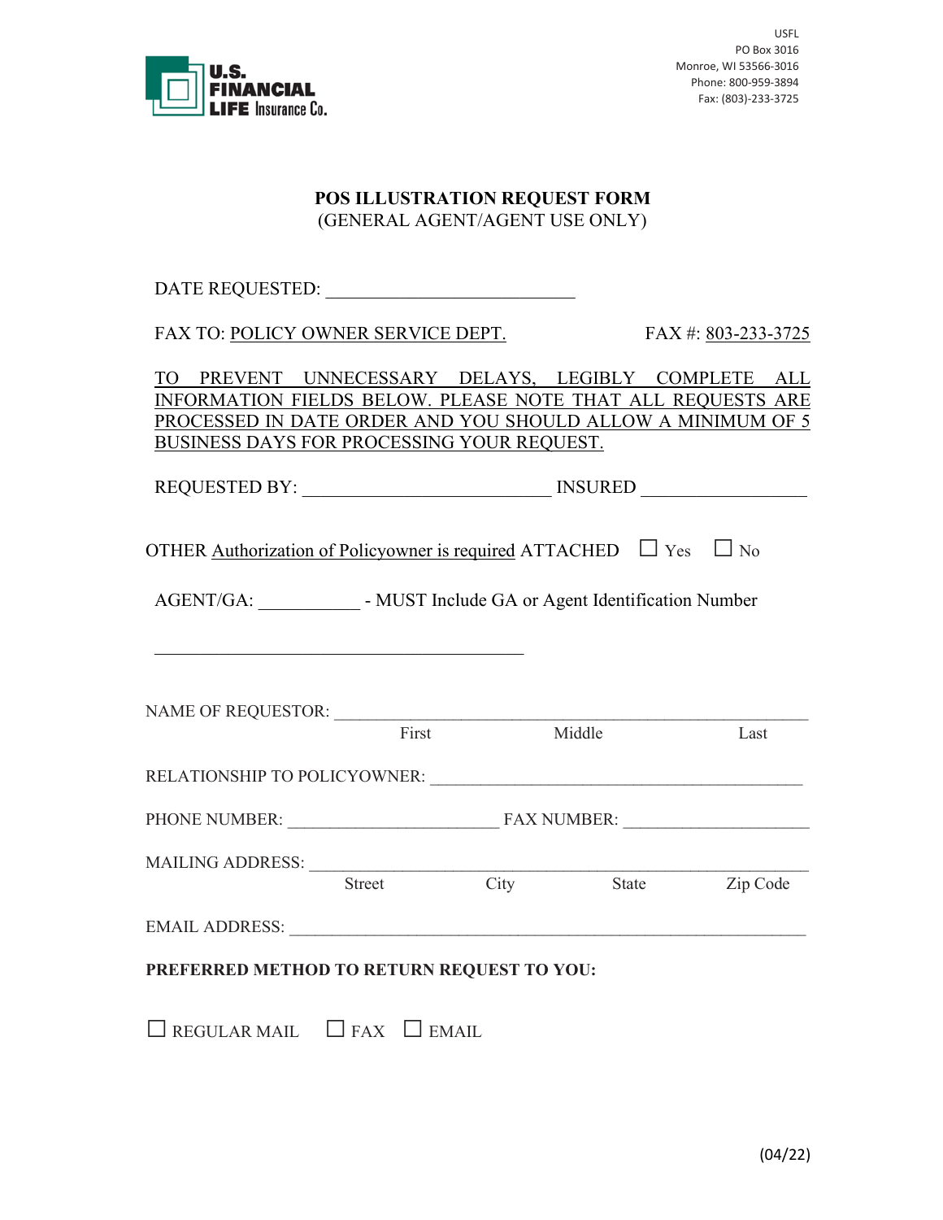U.S. FINANCIAL LIFE Insurance Co.

USFL
PO Box 3016
Monroe, WI 53566-3016
Phone: 800-959-3894
Fax: (803)-233-3725

# POS ILLUSTRATION REQUEST FORM
(GENERAL AGENT/AGENT USE ONLY)

DATE REQUESTED: ___________________________

FAX TO: POLICY OWNER SERVICE DEPT. FAX #: 803-233-3725

TO PREVENT UNNECESSARY DELAYS, LEGIBLY COMPLETE ALL INFORMATION FIELDS BELOW. PLEASE NOTE THAT ALL REQUESTS ARE PROCESSED IN DATE ORDER AND YOU SHOULD ALLOW A MINIMUM OF 5 BUSINESS DAYS FOR PROCESSING YOUR REQUEST.

REQUESTED BY: ___________________________ INSURED ___________________

OTHER Authorization of Policyowner is required ATTACHED ☐ Yes ☐ No

AGENT/GA: ___________ - MUST Include GA or Agent Identification Number

________________________________________

NAME OF REQUESTOR: ____________________________________________________
First Middle Last

RELATIONSHIP TO POLICYOWNER: ________________________________________

PHONE NUMBER: ________________________ FAX NUMBER: ____________________

MAILING ADDRESS: _______________________________________________________
Street City State Zip Code

EMAIL ADDRESS: _________________________________________________________

**PREFERRED METHOD TO RETURN REQUEST TO YOU:**

☐ REGULAR MAIL ☐ FAX ☐ EMAIL

(04/22)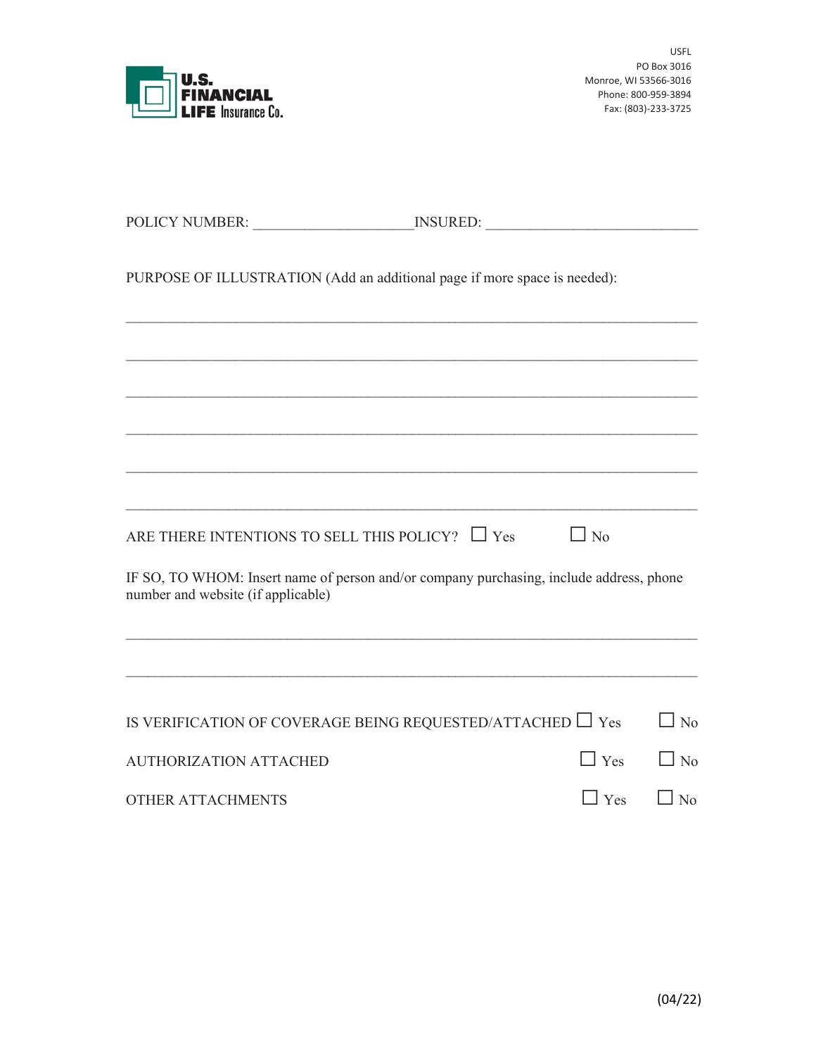**U.S. FINANCIAL LIFE Insurance Co.**

USFL
PO Box 3016
Monroe, WI 53566-3016
Phone: 800-959-3894
Fax: (803)-233-3725

POLICY NUMBER: ____________________ INSURED: ____________________________

PURPOSE OF ILLUSTRATION (Add an additional page if more space is needed):

_____________________________________________________________________________

_____________________________________________________________________________

_____________________________________________________________________________

_____________________________________________________________________________

_____________________________________________________________________________

_____________________________________________________________________________

ARE THERE INTENTIONS TO SELL THIS POLICY? ☐ Yes ☐ No

IF SO, TO WHOM: Insert name of person and/or company purchasing, include address, phone number and website (if applicable)

_____________________________________________________________________________

_____________________________________________________________________________

IS VERIFICATION OF COVERAGE BEING REQUESTED/ATTACHED ☐ Yes ☐ No

AUTHORIZATION ATTACHED ☐ Yes ☐ No

OTHER ATTACHMENTS ☐ Yes ☐ No

(04/22)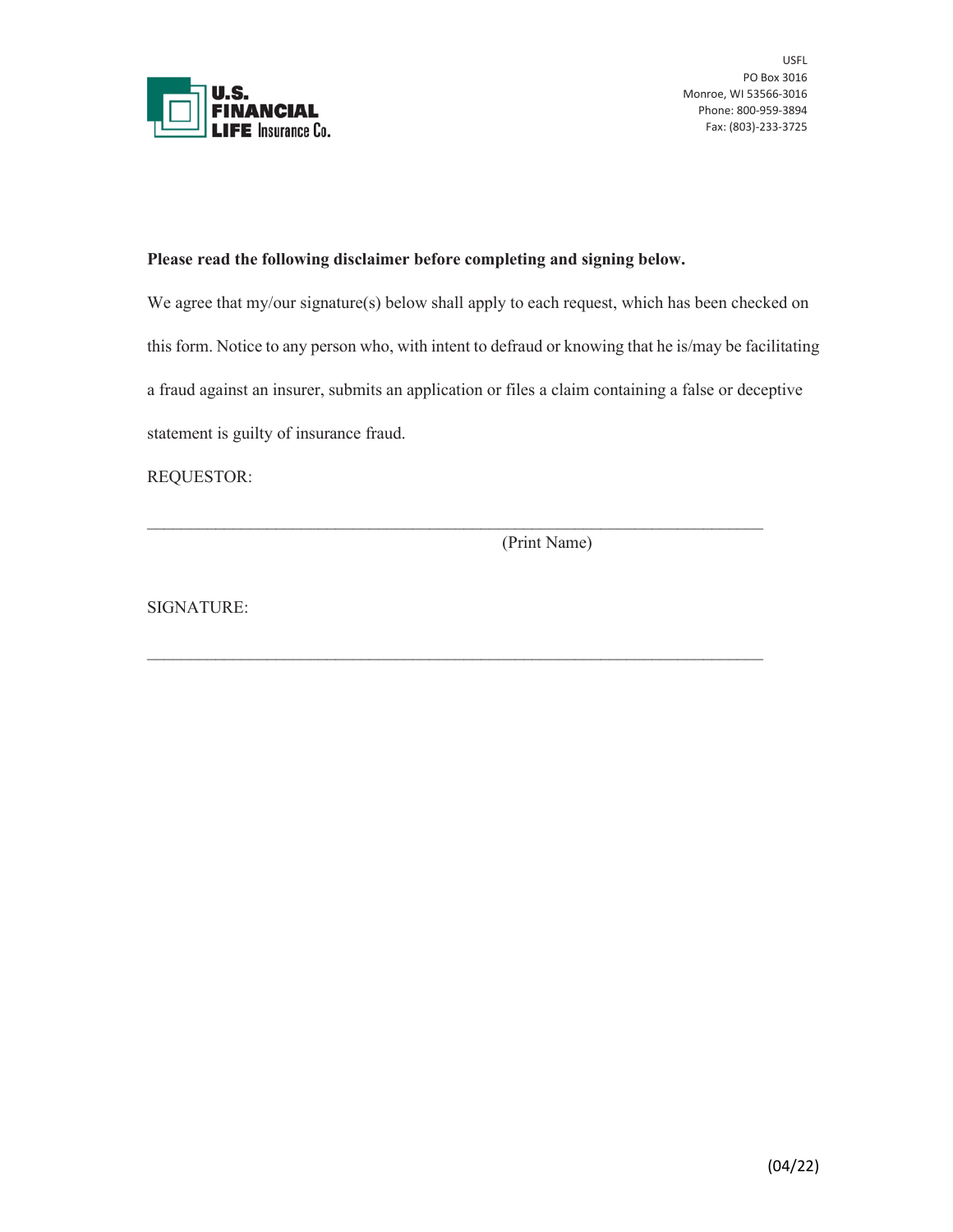U.S. FINANCIAL LIFE Insurance Co.

USFL
PO Box 3016
Monroe, WI 53566-3016
Phone: 800-959-3894
Fax: (803)-233-3725

**Please read the following disclaimer before completing and signing below.**

We agree that my/our signature(s) below shall apply to each request, which has been checked on this form. Notice to any person who, with intent to defraud or knowing that he is/may be facilitating a fraud against an insurer, submits an application or files a claim containing a false or deceptive statement is guilty of insurance fraud.

REQUESTOR:

\_\_\_\_\_\_\_\_\_\_\_\_\_\_\_\_\_\_\_\_\_\_\_\_\_\_\_\_\_\_\_\_\_\_\_\_\_\_\_\_\_\_\_\_\_\_\_\_\_\_\_\_\_\_\_\_\_\_\_\_\_\_\_\_\_\_\_\_\_\_\_\_

(Print Name)

SIGNATURE:

\_\_\_\_\_\_\_\_\_\_\_\_\_\_\_\_\_\_\_\_\_\_\_\_\_\_\_\_\_\_\_\_\_\_\_\_\_\_\_\_\_\_\_\_\_\_\_\_\_\_\_\_\_\_\_\_\_\_\_\_\_\_\_\_\_\_\_\_\_\_\_\_

(04/22)